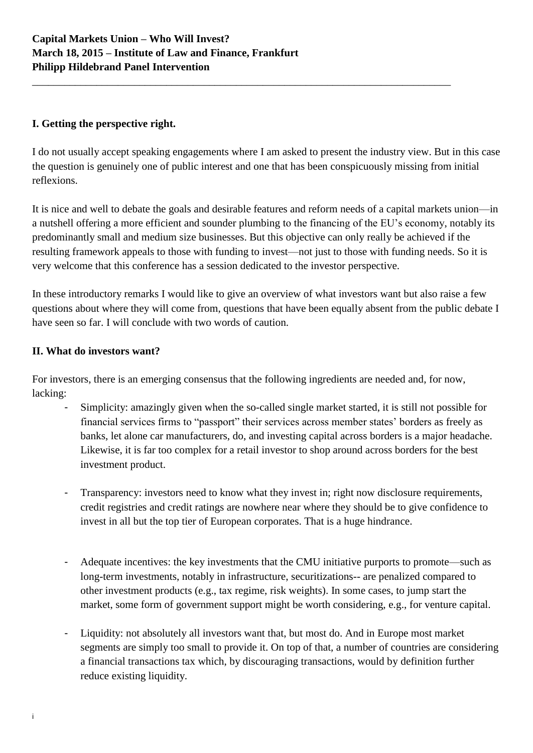**Capital Markets Union – Who Will Invest?**
**March 18, 2015 – Institute of Law and Finance, Frankfurt**
**Philipp Hildebrand Panel Intervention**

---

### I. Getting the perspective right.

I do not usually accept speaking engagements where I am asked to present the industry view. But in this case the question is genuinely one of public interest and one that has been conspicuously missing from initial reflexions.

It is nice and well to debate the goals and desirable features and reform needs of a capital markets union—in a nutshell offering a more efficient and sounder plumbing to the financing of the EU's economy, notably its predominantly small and medium size businesses. But this objective can only really be achieved if the resulting framework appeals to those with funding to invest—not just to those with funding needs. So it is very welcome that this conference has a session dedicated to the investor perspective.

In these introductory remarks I would like to give an overview of what investors want but also raise a few questions about where they will come from, questions that have been equally absent from the public debate I have seen so far. I will conclude with two words of caution.

### II. What do investors want?

For investors, there is an emerging consensus that the following ingredients are needed and, for now, lacking:

- Simplicity: amazingly given when the so-called single market started, it is still not possible for financial services firms to "passport" their services across member states' borders as freely as banks, let alone car manufacturers, do, and investing capital across borders is a major headache. Likewise, it is far too complex for a retail investor to shop around across borders for the best investment product.

- Transparency: investors need to know what they invest in; right now disclosure requirements, credit registries and credit ratings are nowhere near where they should be to give confidence to invest in all but the top tier of European corporates. That is a huge hindrance.

- Adequate incentives: the key investments that the CMU initiative purports to promote—such as long-term investments, notably in infrastructure, securitizations-- are penalized compared to other investment products (e.g., tax regime, risk weights). In some cases, to jump start the market, some form of government support might be worth considering, e.g., for venture capital.

- Liquidity: not absolutely all investors want that, but most do. And in Europe most market segments are simply too small to provide it. On top of that, a number of countries are considering a financial transactions tax which, by discouraging transactions, would by definition further reduce existing liquidity.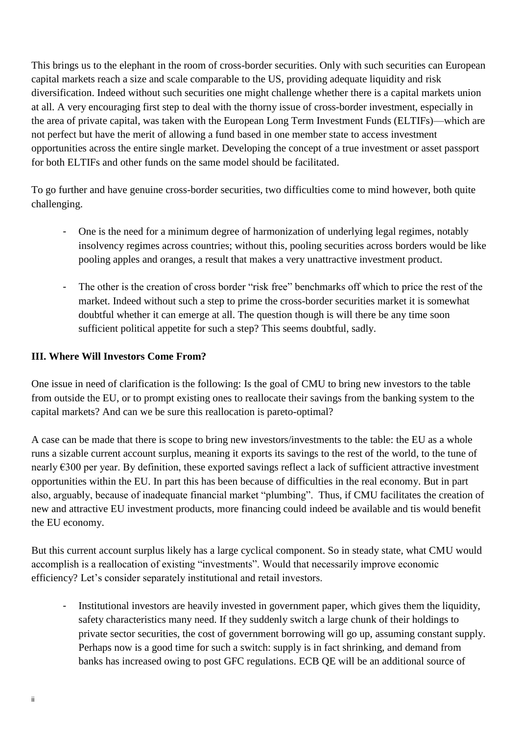This brings us to the elephant in the room of cross-border securities. Only with such securities can European capital markets reach a size and scale comparable to the US, providing adequate liquidity and risk diversification. Indeed without such securities one might challenge whether there is a capital markets union at all. A very encouraging first step to deal with the thorny issue of cross-border investment, especially in the area of private capital, was taken with the European Long Term Investment Funds (ELTIFs)—which are not perfect but have the merit of allowing a fund based in one member state to access investment opportunities across the entire single market. Developing the concept of a true investment or asset passport for both ELTIFs and other funds on the same model should be facilitated.

To go further and have genuine cross-border securities, two difficulties come to mind however, both quite challenging.

- One is the need for a minimum degree of harmonization of underlying legal regimes, notably insolvency regimes across countries; without this, pooling securities across borders would be like pooling apples and oranges, a result that makes a very unattractive investment product.

- The other is the creation of cross border "risk free" benchmarks off which to price the rest of the market. Indeed without such a step to prime the cross-border securities market it is somewhat doubtful whether it can emerge at all. The question though is will there be any time soon sufficient political appetite for such a step? This seems doubtful, sadly.

**III. Where Will Investors Come From?**

One issue in need of clarification is the following: Is the goal of CMU to bring new investors to the table from outside the EU, or to prompt existing ones to reallocate their savings from the banking system to the capital markets? And can we be sure this reallocation is pareto-optimal?

A case can be made that there is scope to bring new investors/investments to the table: the EU as a whole runs a sizable current account surplus, meaning it exports its savings to the rest of the world, to the tune of nearly €300 per year. By definition, these exported savings reflect a lack of sufficient attractive investment opportunities within the EU. In part this has been because of difficulties in the real economy. But in part also, arguably, because of inadequate financial market "plumbing". Thus, if CMU facilitates the creation of new and attractive EU investment products, more financing could indeed be available and tis would benefit the EU economy.

But this current account surplus likely has a large cyclical component. So in steady state, what CMU would accomplish is a reallocation of existing "investments". Would that necessarily improve economic efficiency? Let's consider separately institutional and retail investors.

- Institutional investors are heavily invested in government paper, which gives them the liquidity, safety characteristics many need. If they suddenly switch a large chunk of their holdings to private sector securities, the cost of government borrowing will go up, assuming constant supply. Perhaps now is a good time for such a switch: supply is in fact shrinking, and demand from banks has increased owing to post GFC regulations. ECB QE will be an additional source of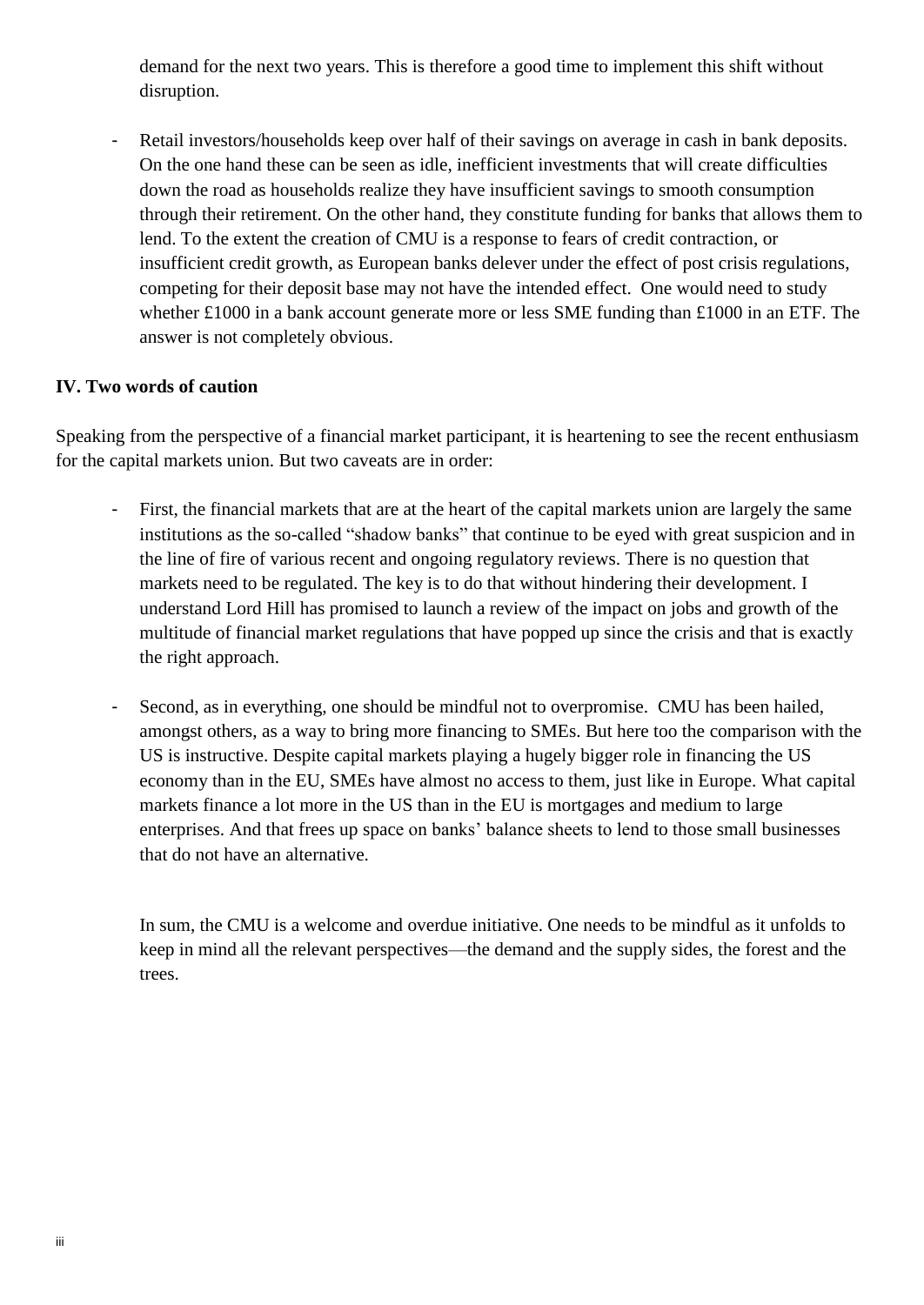demand for the next two years. This is therefore a good time to implement this shift without disruption.

- Retail investors/households keep over half of their savings on average in cash in bank deposits. On the one hand these can be seen as idle, inefficient investments that will create difficulties down the road as households realize they have insufficient savings to smooth consumption through their retirement. On the other hand, they constitute funding for banks that allows them to lend. To the extent the creation of CMU is a response to fears of credit contraction, or insufficient credit growth, as European banks delever under the effect of post crisis regulations, competing for their deposit base may not have the intended effect. One would need to study whether £1000 in a bank account generate more or less SME funding than £1000 in an ETF. The answer is not completely obvious.

**IV. Two words of caution**

Speaking from the perspective of a financial market participant, it is heartening to see the recent enthusiasm for the capital markets union. But two caveats are in order:

- First, the financial markets that are at the heart of the capital markets union are largely the same institutions as the so-called "shadow banks" that continue to be eyed with great suspicion and in the line of fire of various recent and ongoing regulatory reviews. There is no question that markets need to be regulated. The key is to do that without hindering their development. I understand Lord Hill has promised to launch a review of the impact on jobs and growth of the multitude of financial market regulations that have popped up since the crisis and that is exactly the right approach.

- Second, as in everything, one should be mindful not to overpromise. CMU has been hailed, amongst others, as a way to bring more financing to SMEs. But here too the comparison with the US is instructive. Despite capital markets playing a hugely bigger role in financing the US economy than in the EU, SMEs have almost no access to them, just like in Europe. What capital markets finance a lot more in the US than in the EU is mortgages and medium to large enterprises. And that frees up space on banks' balance sheets to lend to those small businesses that do not have an alternative.

In sum, the CMU is a welcome and overdue initiative. One needs to be mindful as it unfolds to keep in mind all the relevant perspectives—the demand and the supply sides, the forest and the trees.